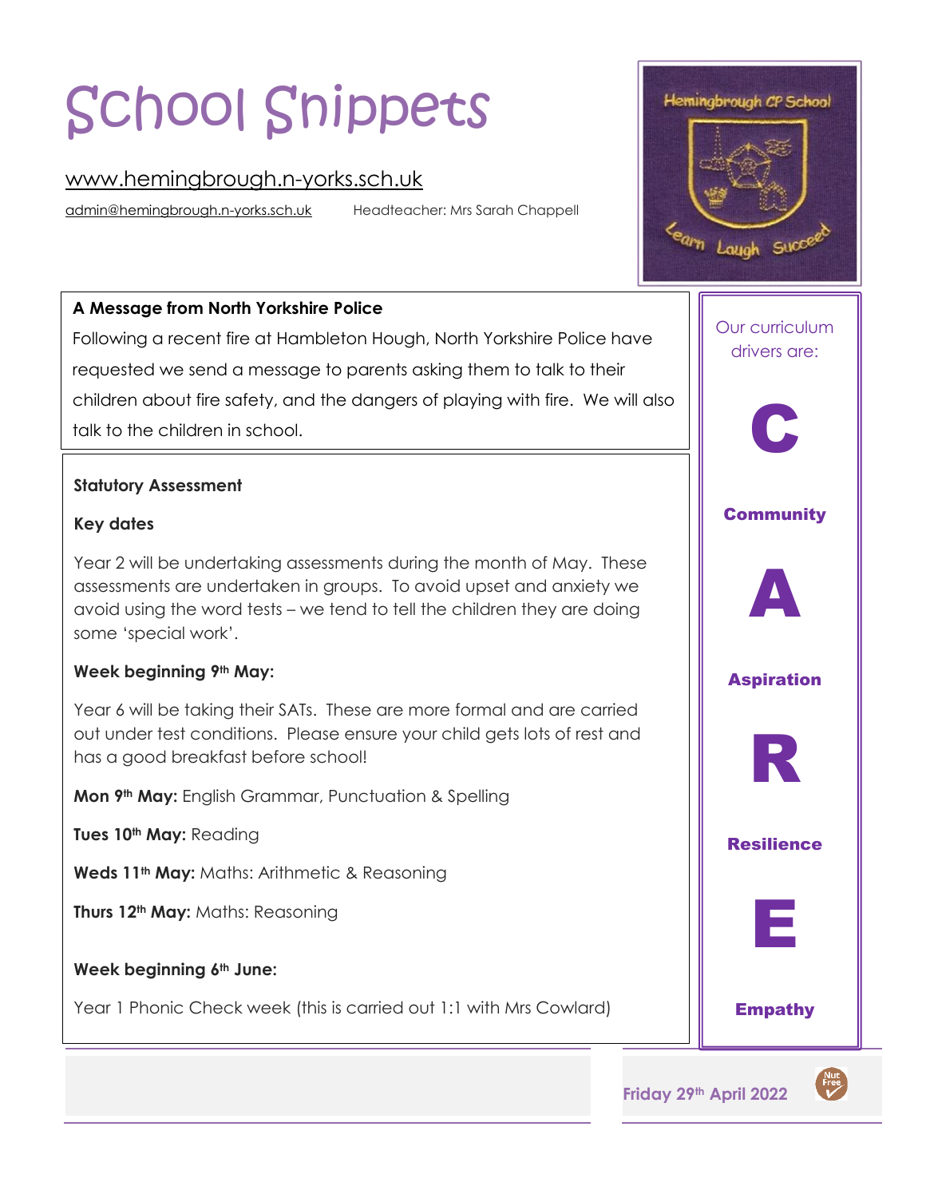# School Snippets

www.hemingbrough.n-yorks.sch.uk

admin@hemingbrough.n-yorks.sch.uk Headteacher: Mrs Sarah Chappell

Friday 29th April 2022

**A Message from North Yorkshire Police**

Following a recent fire at Hambleton Hough, North Yorkshire Police have requested we send a message to parents asking them to talk to their children about fire safety, and the dangers of playing with fire. We will also talk to the children in school.

**Statutory Assessment**

**Key dates**

Year 2 will be undertaking assessments during the month of May. These assessments are undertaken in groups. To avoid upset and anxiety we avoid using the word tests – we tend to tell the children they are doing some 'special work'.

**Week beginning 9th May:**

Year 6 will be taking their SATs. These are more formal and are carried out under test conditions. Please ensure your child gets lots of rest and has a good breakfast before school!

**Mon 9th May:** English Grammar, Punctuation & Spelling

**Tues 10th May:** Reading

**Weds 11th May:** Maths: Arithmetic & Reasoning

**Thurs 12th May:** Maths: Reasoning

**Week beginning 6th June:**

Year 1 Phonic Check week (this is carried out 1:1 with Mrs Cowlard)

Our curriculum drivers are:

**C**

**Community**

**A**

**Aspiration**

**R**

**Resilience**

**E**

**Empathy**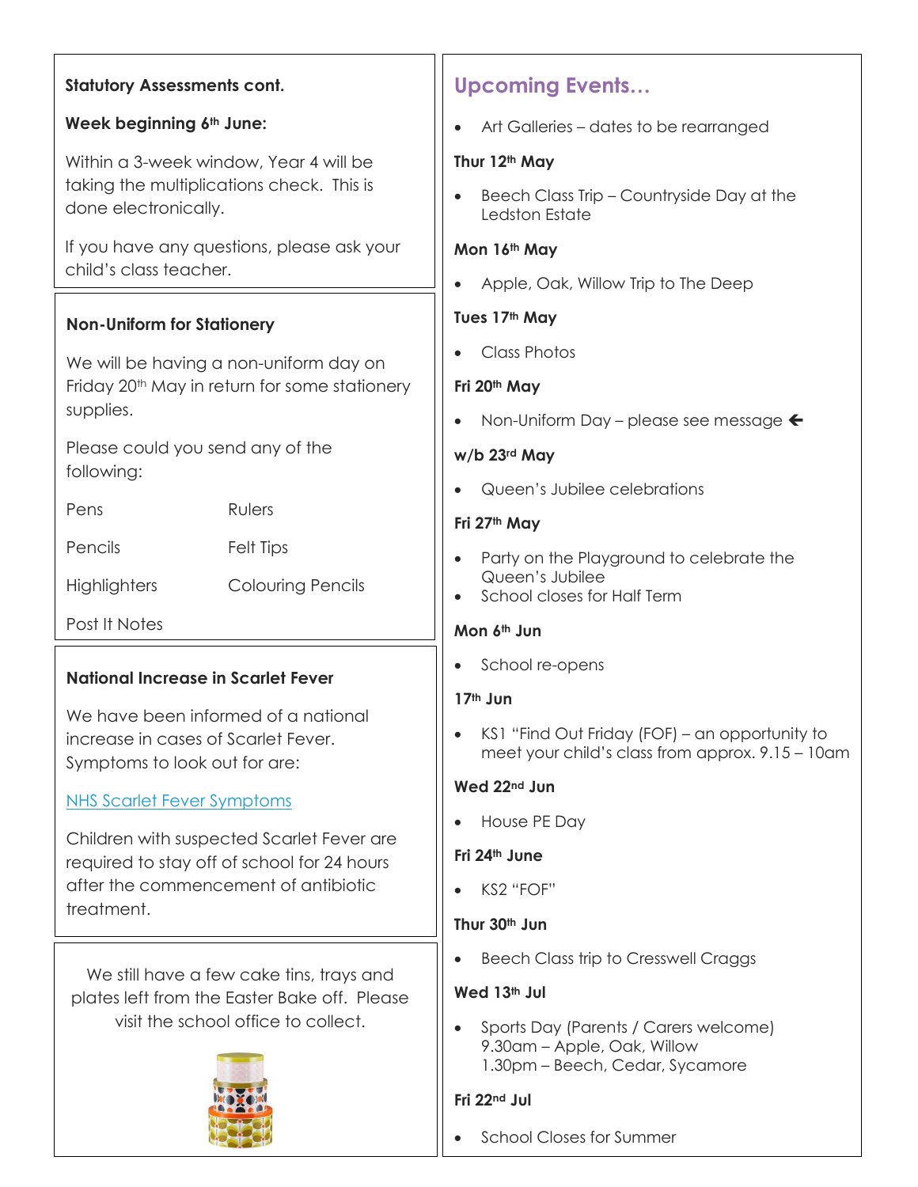**Statutory Assessments cont.**

**Week beginning 6th June:**

Within a 3-week window, Year 4 will be taking the multiplications check. This is done electronically.

If you have any questions, please ask your child's class teacher.

**Non-Uniform for Stationery**

We will be having a non-uniform day on Friday 20th May in return for some stationery supplies.

Please could you send any of the following:

| | |
|---|---|
| Pens | Rulers |
| Pencils | Felt Tips |
| Highlighters | Colouring Pencils |
| Post It Notes | |

**National Increase in Scarlet Fever**

We have been informed of a national increase in cases of Scarlet Fever. Symptoms to look out for are:

NHS Scarlet Fever Symptoms

Children with suspected Scarlet Fever are required to stay off of school for 24 hours after the commencement of antibiotic treatment.

We still have a few cake tins, trays and plates left from the Easter Bake off. Please visit the school office to collect.

## Upcoming Events…

- Art Galleries – dates to be rearranged

**Thur 12th May**

- Beech Class Trip – Countryside Day at the Ledston Estate

**Mon 16th May**

- Apple, Oak, Willow Trip to The Deep

**Tues 17th May**

- Class Photos

**Fri 20th May**

- Non-Uniform Day – please see message ←

**w/b 23rd May**

- Queen's Jubilee celebrations

**Fri 27th May**

- Party on the Playground to celebrate the Queen's Jubilee
- School closes for Half Term

**Mon 6th Jun**

- School re-opens

**17th Jun**

- KS1 "Find Out Friday (FOF) – an opportunity to meet your child's class from approx. 9.15 – 10am

**Wed 22nd Jun**

- House PE Day

**Fri 24th June**

- KS2 "FOF"

**Thur 30th Jun**

- Beech Class trip to Cresswell Craggs

**Wed 13th Jul**

- Sports Day (Parents / Carers welcome)
  9.30am – Apple, Oak, Willow
  1.30pm – Beech, Cedar, Sycamore

**Fri 22nd Jul**

- School Closes for Summer